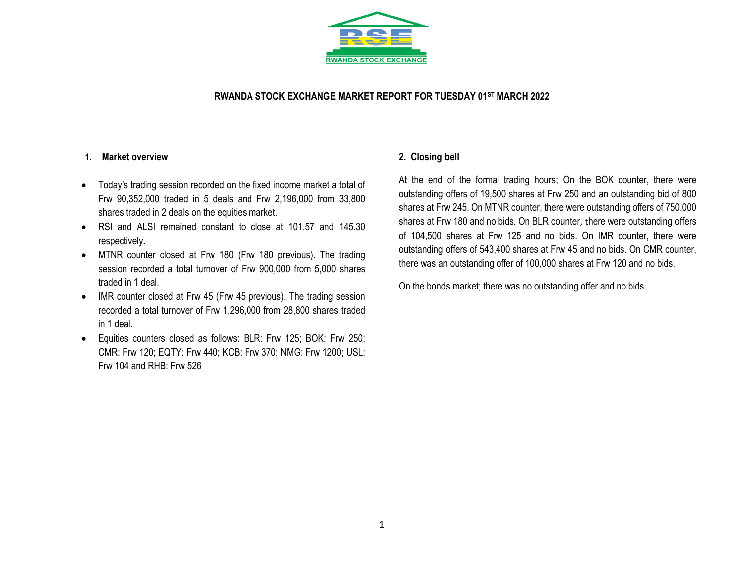RWANDA STOCK EXCHANGE

# RWANDA STOCK EXCHANGE MARKET REPORT FOR TUESDAY 01ST MARCH 2022

## 1. Market overview

- Today's trading session recorded on the fixed income market a total of Frw 90,352,000 traded in 5 deals and Frw 2,196,000 from 33,800 shares traded in 2 deals on the equities market.
- RSI and ALSI remained constant to close at 101.57 and 145.30 respectively.
- MTNR counter closed at Frw 180 (Frw 180 previous). The trading session recorded a total turnover of Frw 900,000 from 5,000 shares traded in 1 deal.
- IMR counter closed at Frw 45 (Frw 45 previous). The trading session recorded a total turnover of Frw 1,296,000 from 28,800 shares traded in 1 deal.
- Equities counters closed as follows: BLR: Frw 125; BOK: Frw 250; CMR: Frw 120; EQTY: Frw 440; KCB: Frw 370; NMG: Frw 1200; USL: Frw 104 and RHB: Frw 526

## 2. Closing bell

At the end of the formal trading hours; On the BOK counter, there were outstanding offers of 19,500 shares at Frw 250 and an outstanding bid of 800 shares at Frw 245. On MTNR counter, there were outstanding offers of 750,000 shares at Frw 180 and no bids. On BLR counter, there were outstanding offers of 104,500 shares at Frw 125 and no bids. On IMR counter, there were outstanding offers of 543,400 shares at Frw 45 and no bids. On CMR counter, there was an outstanding offer of 100,000 shares at Frw 120 and no bids.

On the bonds market; there was no outstanding offer and no bids.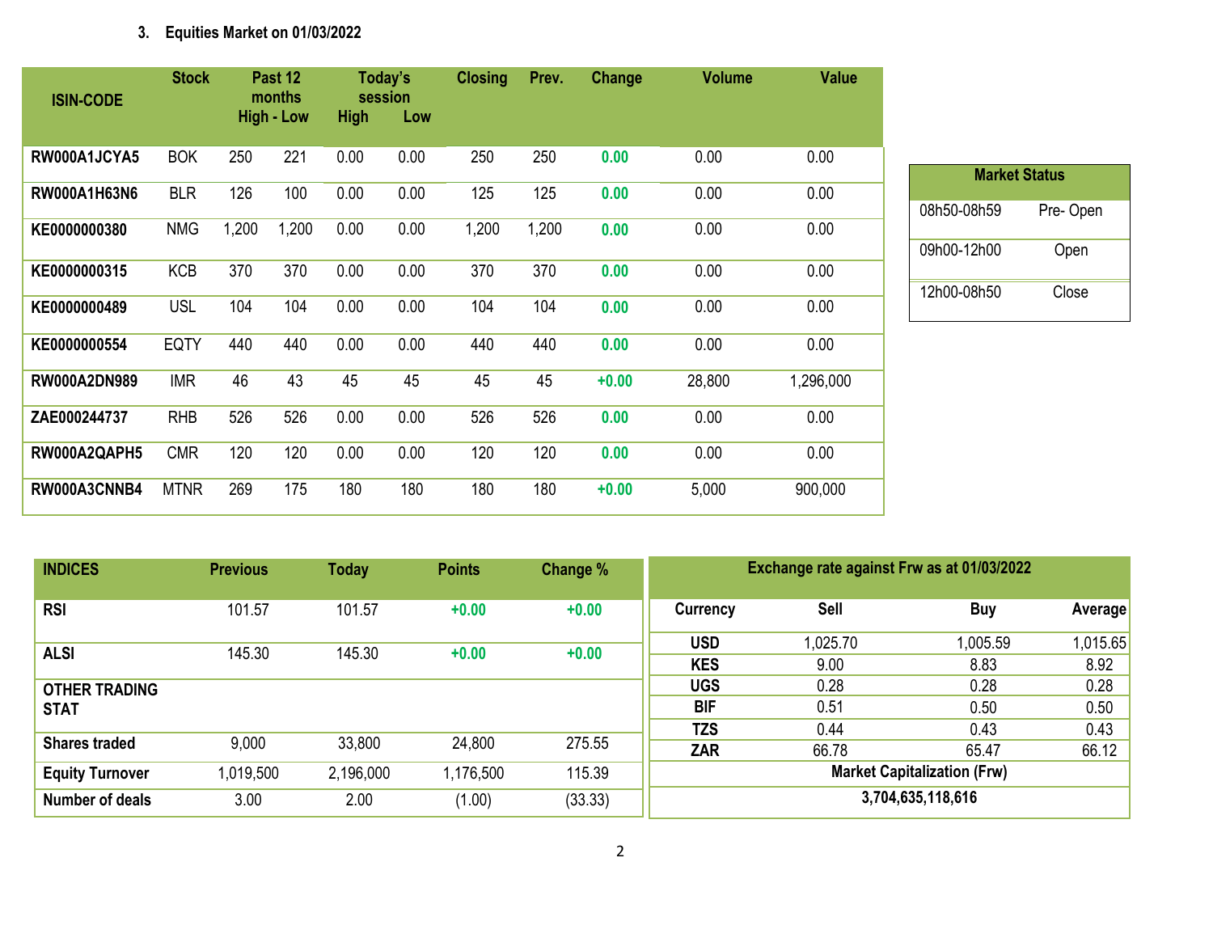### 3. Equities Market on 01/03/2022

| ISIN-CODE | Stock | Past 12 months High - Low | | Today's session High | Low | Closing | Prev. | Change | Volume | Value |
|---|---|---|---|---|---|---|---|---|---|---|
| RW000A1JCYA5 | BOK | 250 | 221 | 0.00 | 0.00 | 250 | 250 | 0.00 | 0.00 | 0.00 |
| RW000A1H63N6 | BLR | 126 | 100 | 0.00 | 0.00 | 125 | 125 | 0.00 | 0.00 | 0.00 |
| KE0000000380 | NMG | 1,200 | 1,200 | 0.00 | 0.00 | 1,200 | 1,200 | 0.00 | 0.00 | 0.00 |
| KE0000000315 | KCB | 370 | 370 | 0.00 | 0.00 | 370 | 370 | 0.00 | 0.00 | 0.00 |
| KE0000000489 | USL | 104 | 104 | 0.00 | 0.00 | 104 | 104 | 0.00 | 0.00 | 0.00 |
| KE0000000554 | EQTY | 440 | 440 | 0.00 | 0.00 | 440 | 440 | 0.00 | 0.00 | 0.00 |
| RW000A2DN989 | IMR | 46 | 43 | 45 | 45 | 45 | 45 | +0.00 | 28,800 | 1,296,000 |
| ZAE000244737 | RHB | 526 | 526 | 0.00 | 0.00 | 526 | 526 | 0.00 | 0.00 | 0.00 |
| RW000A2QAPH5 | CMR | 120 | 120 | 0.00 | 0.00 | 120 | 120 | 0.00 | 0.00 | 0.00 |
| RW000A3CNNB4 | MTNR | 269 | 175 | 180 | 180 | 180 | 180 | +0.00 | 5,000 | 900,000 |

| Market Status | |
|---|---|
| 08h50-08h59 | Pre- Open |
| 09h00-12h00 | Open |
| 12h00-08h50 | Close |

| INDICES | Previous | Today | Points | Change % |
|---|---|---|---|---|
| RSI | 101.57 | 101.57 | +0.00 | +0.00 |
| ALSI | 145.30 | 145.30 | +0.00 | +0.00 |
| OTHER TRADING STAT | | | | |
| Shares traded | 9,000 | 33,800 | 24,800 | 275.55 |
| Equity Turnover | 1,019,500 | 2,196,000 | 1,176,500 | 115.39 |
| Number of deals | 3.00 | 2.00 | (1.00) | (33.33) |

| Exchange rate against Frw as at 01/03/2022 | | | |
|---|---|---|---|
| Currency | Sell | Buy | Average |
| USD | 1,025.70 | 1,005.59 | 1,015.65 |
| KES | 9.00 | 8.83 | 8.92 |
| UGS | 0.28 | 0.28 | 0.28 |
| BIF | 0.51 | 0.50 | 0.50 |
| TZS | 0.44 | 0.43 | 0.43 |
| ZAR | 66.78 | 65.47 | 66.12 |
| Market Capitalization (Frw) | | | |
| 3,704,635,118,616 | | | |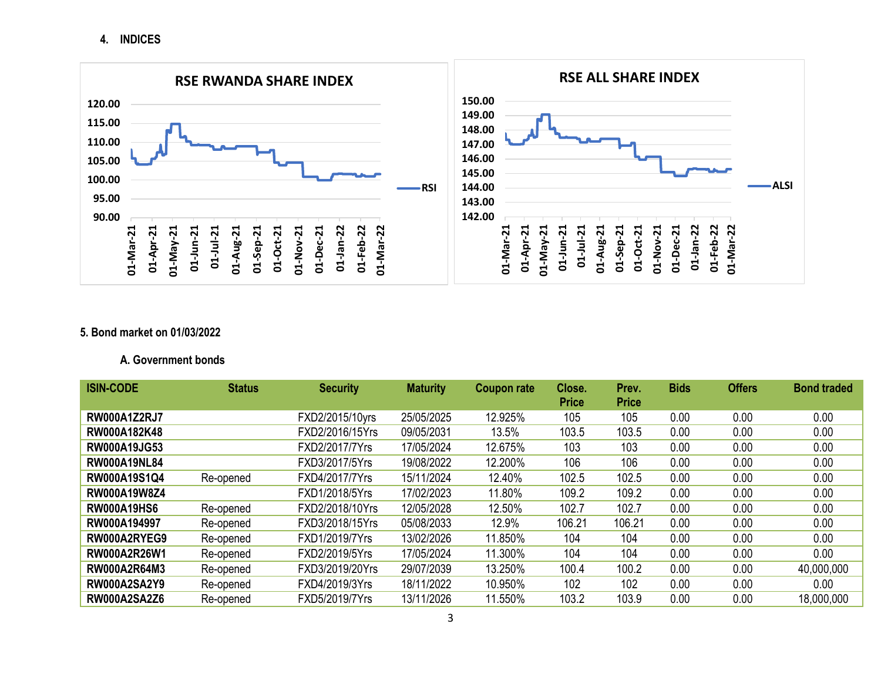## 4. INDICES

**RSE RWANDA SHARE INDEX**

**RSE ALL SHARE INDEX**

## 5. Bond market on 01/03/2022

### A. Government bonds

| ISIN-CODE | Status | Security | Maturity | Coupon rate | Close. Price | Prev. Price | Bids | Offers | Bond traded |
|---|---|---|---|---|---|---|---|---|---|
| **RW000A1Z2RJ7** | | FXD2/2015/10yrs | 25/05/2025 | 12.925% | 105 | 105 | 0.00 | 0.00 | 0.00 |
| **RW000A182K48** | | FXD2/2016/15Yrs | 09/05/2031 | 13.5% | 103.5 | 103.5 | 0.00 | 0.00 | 0.00 |
| **RW000A19JG53** | | FXD2/2017/7Yrs | 17/05/2024 | 12.675% | 103 | 103 | 0.00 | 0.00 | 0.00 |
| **RW000A19NL84** | | FXD3/2017/5Yrs | 19/08/2022 | 12.200% | 106 | 106 | 0.00 | 0.00 | 0.00 |
| **RW000A19S1Q4** | Re-opened | FXD4/2017/7Yrs | 15/11/2024 | 12.40% | 102.5 | 102.5 | 0.00 | 0.00 | 0.00 |
| **RW000A19W8Z4** | | FXD1/2018/5Yrs | 17/02/2023 | 11.80% | 109.2 | 109.2 | 0.00 | 0.00 | 0.00 |
| **RW000A19HS6** | Re-opened | FXD2/2018/10Yrs | 12/05/2028 | 12.50% | 102.7 | 102.7 | 0.00 | 0.00 | 0.00 |
| **RW000A194997** | Re-opened | FXD3/2018/15Yrs | 05/08/2033 | 12.9% | 106.21 | 106.21 | 0.00 | 0.00 | 0.00 |
| **RW000A2RYEG9** | Re-opened | FXD1/2019/7Yrs | 13/02/2026 | 11.850% | 104 | 104 | 0.00 | 0.00 | 0.00 |
| **RW000A2R26W1** | Re-opened | FXD2/2019/5Yrs | 17/05/2024 | 11.300% | 104 | 104 | 0.00 | 0.00 | 0.00 |
| **RW000A2R64M3** | Re-opened | FXD3/2019/20Yrs | 29/07/2039 | 13.250% | 100.4 | 100.2 | 0.00 | 0.00 | 40,000,000 |
| **RW000A2SA2Y9** | Re-opened | FXD4/2019/3Yrs | 18/11/2022 | 10.950% | 102 | 102 | 0.00 | 0.00 | 0.00 |
| **RW000A2SA2Z6** | Re-opened | FXD5/2019/7Yrs | 13/11/2026 | 11.550% | 103.2 | 103.9 | 0.00 | 0.00 | 18,000,000 |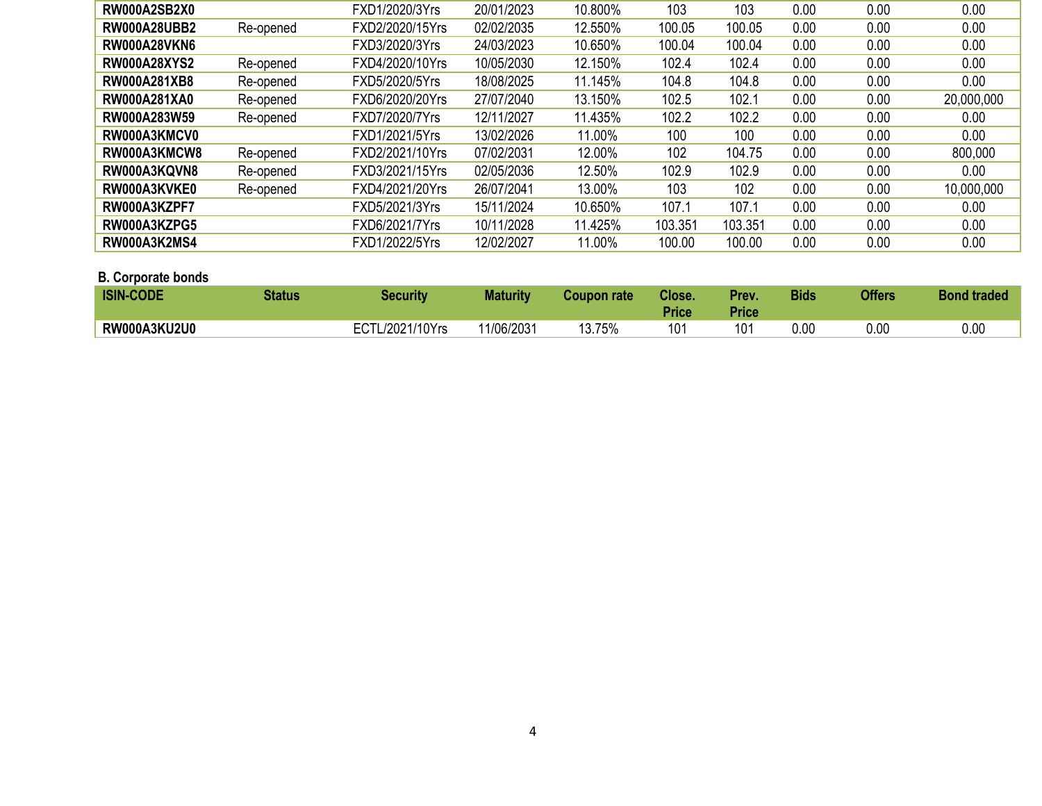| | | | | | | | | | |
|---|---|---|---|---|---|---|---|---|---|
| **RW000A2SB2X0** | | FXD1/2020/3Yrs | 20/01/2023 | 10.800% | 103 | 103 | 0.00 | 0.00 | 0.00 |
| **RW000A28UBB2** | Re-opened | FXD2/2020/15Yrs | 02/02/2035 | 12.550% | 100.05 | 100.05 | 0.00 | 0.00 | 0.00 |
| **RW000A28VKN6** | | FXD3/2020/3Yrs | 24/03/2023 | 10.650% | 100.04 | 100.04 | 0.00 | 0.00 | 0.00 |
| **RW000A28XYS2** | Re-opened | FXD4/2020/10Yrs | 10/05/2030 | 12.150% | 102.4 | 102.4 | 0.00 | 0.00 | 0.00 |
| **RW000A281XB8** | Re-opened | FXD5/2020/5Yrs | 18/08/2025 | 11.145% | 104.8 | 104.8 | 0.00 | 0.00 | 0.00 |
| **RW000A281XA0** | Re-opened | FXD6/2020/20Yrs | 27/07/2040 | 13.150% | 102.5 | 102.1 | 0.00 | 0.00 | 20,000,000 |
| **RW000A283W59** | Re-opened | FXD7/2020/7Yrs | 12/11/2027 | 11.435% | 102.2 | 102.2 | 0.00 | 0.00 | 0.00 |
| **RW000A3KMCV0** | | FXD1/2021/5Yrs | 13/02/2026 | 11.00% | 100 | 100 | 0.00 | 0.00 | 0.00 |
| **RW000A3KMCW8** | Re-opened | FXD2/2021/10Yrs | 07/02/2031 | 12.00% | 102 | 104.75 | 0.00 | 0.00 | 800,000 |
| **RW000A3KQVN8** | Re-opened | FXD3/2021/15Yrs | 02/05/2036 | 12.50% | 102.9 | 102.9 | 0.00 | 0.00 | 0.00 |
| **RW000A3KVKE0** | Re-opened | FXD4/2021/20Yrs | 26/07/2041 | 13.00% | 103 | 102 | 0.00 | 0.00 | 10,000,000 |
| **RW000A3KZPF7** | | FXD5/2021/3Yrs | 15/11/2024 | 10.650% | 107.1 | 107.1 | 0.00 | 0.00 | 0.00 |
| **RW000A3KZPG5** | | FXD6/2021/7Yrs | 10/11/2028 | 11.425% | 103.351 | 103.351 | 0.00 | 0.00 | 0.00 |
| **RW000A3K2MS4** | | FXD1/2022/5Yrs | 12/02/2027 | 11.00% | 100.00 | 100.00 | 0.00 | 0.00 | 0.00 |

**B. Corporate bonds**

| ISIN-CODE | Status | Security | Maturity | Coupon rate | Close. Price | Prev. Price | Bids | Offers | Bond traded |
|---|---|---|---|---|---|---|---|---|---|
| **RW000A3KU2U0** | | ECTL/2021/10Yrs | 11/06/2031 | 13.75% | 101 | 101 | 0.00 | 0.00 | 0.00 |